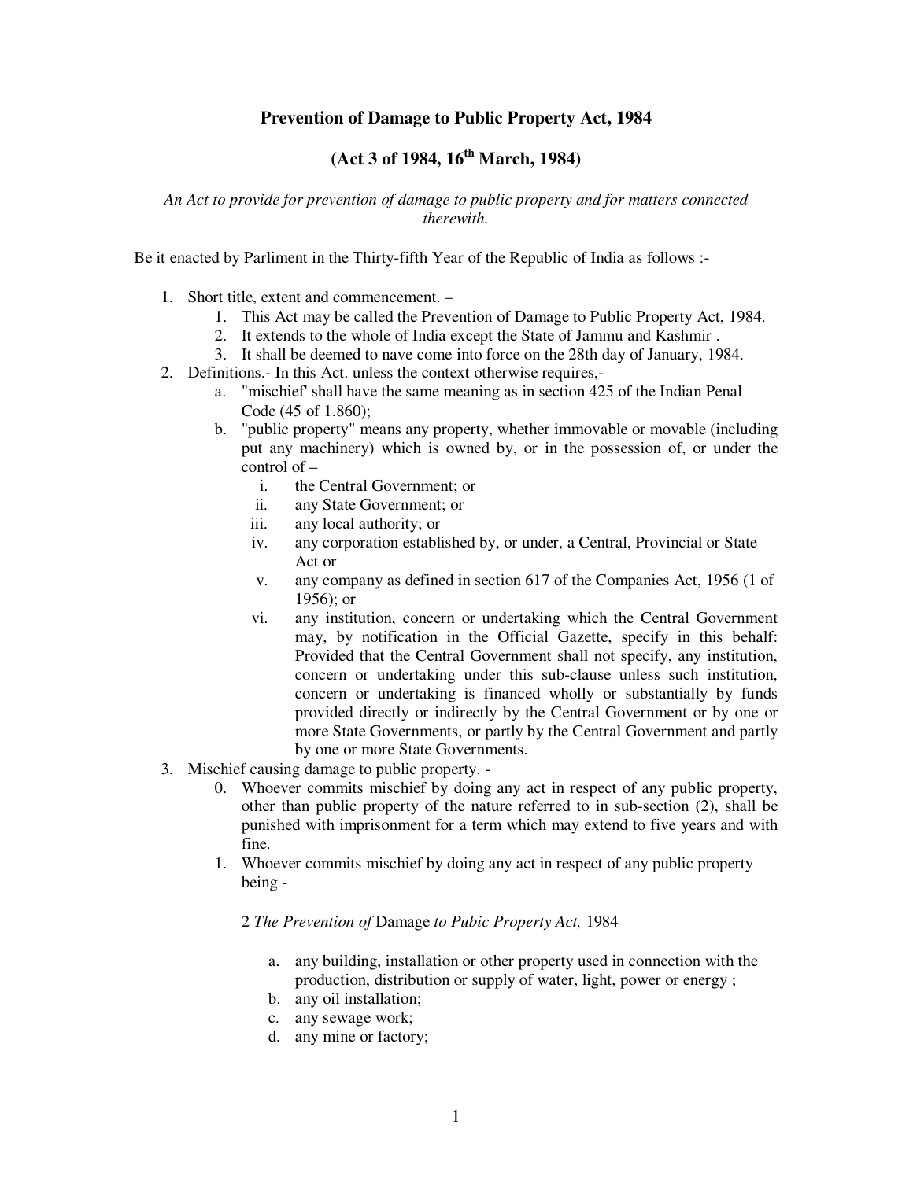# Prevention of Damage to Public Property Act, 1984

## (Act 3 of 1984, 16th March, 1984)

*An Act to provide for prevention of damage to public property and for matters connected therewith.*

Be it enacted by Parliment in the Thirty-fifth Year of the Republic of India as follows :-

1. Short title, extent and commencement. –
    1. This Act may be called the Prevention of Damage to Public Property Act, 1984.
    2. It extends to the whole of India except the State of Jammu and Kashmir .
    3. It shall be deemed to nave come into force on the 28th day of January, 1984.
2. Definitions.- In this Act. unless the context otherwise requires,-
    a. "mischief' shall have the same meaning as in section 425 of the Indian Penal Code (45 of 1.860);
    b. "public property" means any property, whether immovable or movable (including put any machinery) which is owned by, or in the possession of, or under the control of –
        i. the Central Government; or
        ii. any State Government; or
        iii. any local authority; or
        iv. any corporation established by, or under, a Central, Provincial or State Act or
        v. any company as defined in section 617 of the Companies Act, 1956 (1 of 1956); or
        vi. any institution, concern or undertaking which the Central Government may, by notification in the Official Gazette, specify in this behalf: Provided that the Central Government shall not specify, any institution, concern or undertaking under this sub-clause unless such institution, concern or undertaking is financed wholly or substantially by funds provided directly or indirectly by the Central Government or by one or more State Governments, or partly by the Central Government and partly by one or more State Governments.
3. Mischief causing damage to public property. -
    0. Whoever commits mischief by doing any act in respect of any public property, other than public property of the nature referred to in sub-section (2), shall be punished with imprisonment for a term which may extend to five years and with fine.
    1. Whoever commits mischief by doing any act in respect of any public property being -

        2 *The Prevention of* Damage *to Pubic Property Act,* 1984

        a. any building, installation or other property used in connection with the production, distribution or supply of water, light, power or energy ;
        b. any oil installation;
        c. any sewage work;
        d. any mine or factory;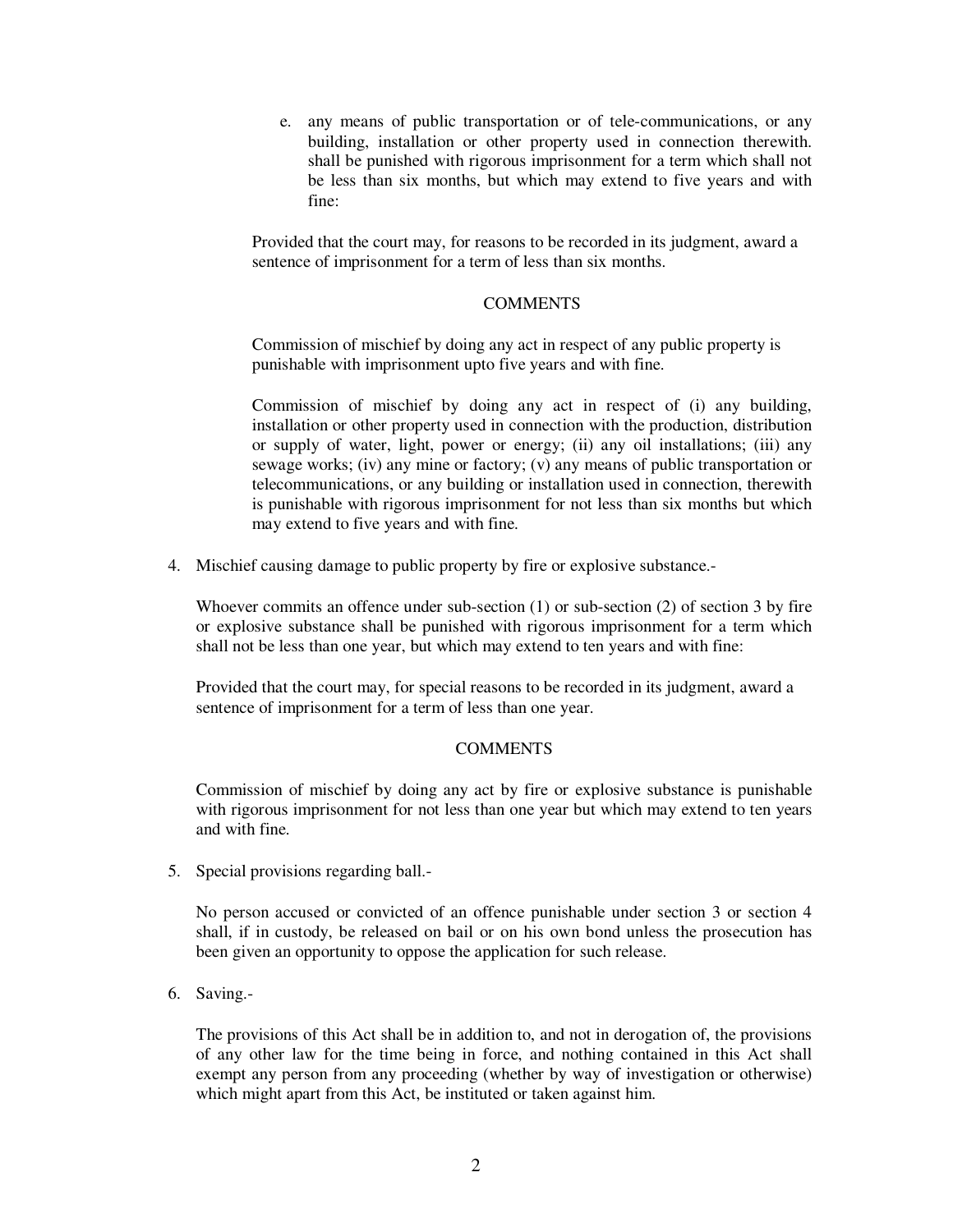e. any means of public transportation or of tele-communications, or any building, installation or other property used in connection therewith. shall be punished with rigorous imprisonment for a term which shall not be less than six months, but which may extend to five years and with fine:

Provided that the court may, for reasons to be recorded in its judgment, award a sentence of imprisonment for a term of less than six months.

COMMENTS

Commission of mischief by doing any act in respect of any public property is punishable with imprisonment upto five years and with fine.

Commission of mischief by doing any act in respect of (i) any building, installation or other property used in connection with the production, distribution or supply of water, light, power or energy; (ii) any oil installations; (iii) any sewage works; (iv) any mine or factory; (v) any means of public transportation or telecommunications, or any building or installation used in connection, therewith is punishable with rigorous imprisonment for not less than six months but which may extend to five years and with fine.

4. Mischief causing damage to public property by fire or explosive substance.-

Whoever commits an offence under sub-section (1) or sub-section (2) of section 3 by fire or explosive substance shall be punished with rigorous imprisonment for a term which shall not be less than one year, but which may extend to ten years and with fine:

Provided that the court may, for special reasons to be recorded in its judgment, award a sentence of imprisonment for a term of less than one year.

COMMENTS

Commission of mischief by doing any act by fire or explosive substance is punishable with rigorous imprisonment for not less than one year but which may extend to ten years and with fine.

5. Special provisions regarding ball.-

No person accused or convicted of an offence punishable under section 3 or section 4 shall, if in custody, be released on bail or on his own bond unless the prosecution has been given an opportunity to oppose the application for such release.

6. Saving.-

The provisions of this Act shall be in addition to, and not in derogation of, the provisions of any other law for the time being in force, and nothing contained in this Act shall exempt any person from any proceeding (whether by way of investigation or otherwise) which might apart from this Act, be instituted or taken against him.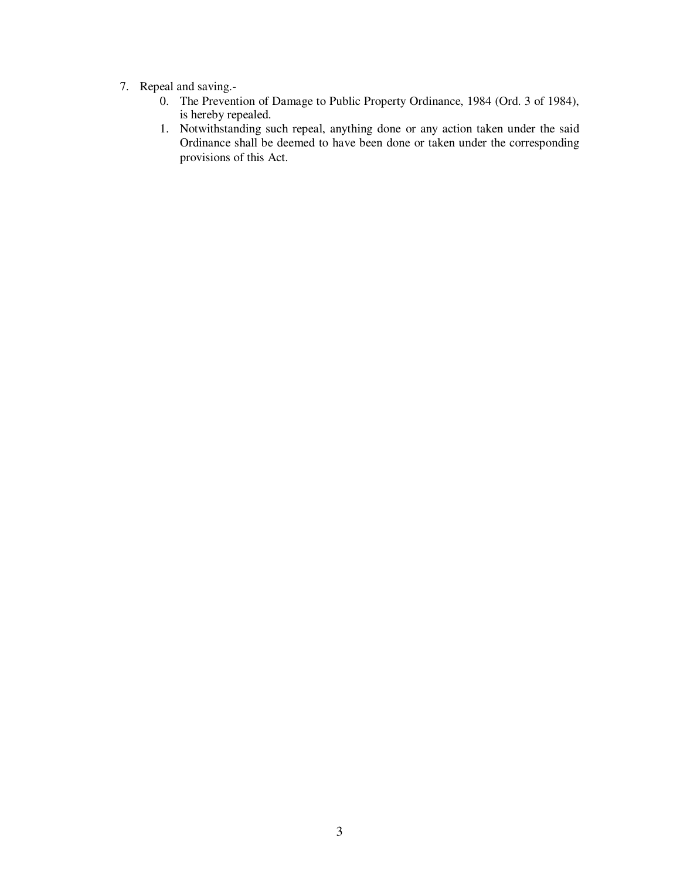7. Repeal and saving.-
    0. The Prevention of Damage to Public Property Ordinance, 1984 (Ord. 3 of 1984), is hereby repealed.
    1. Notwithstanding such repeal, anything done or any action taken under the said Ordinance shall be deemed to have been done or taken under the corresponding provisions of this Act.